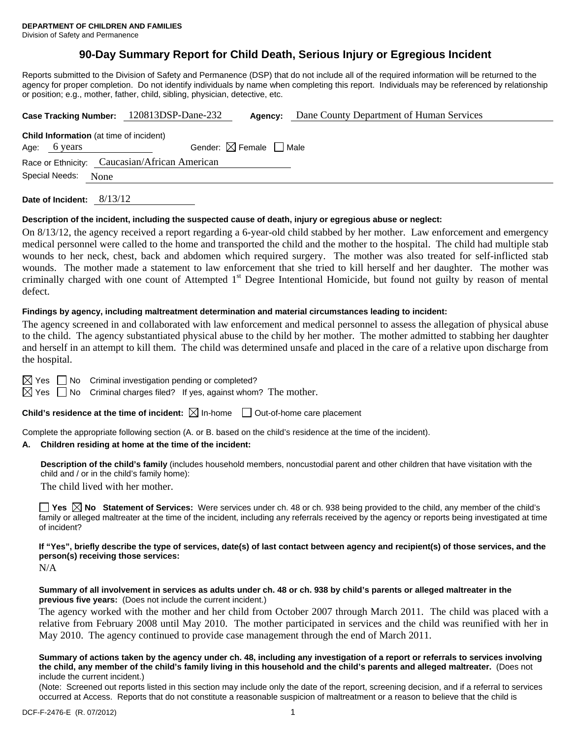**DEPARTMENT OF CHILDREN AND FAMILIES**
Division of Safety and Permanence

# 90-Day Summary Report for Child Death, Serious Injury or Egregious Incident

Reports submitted to the Division of Safety and Permanence (DSP) that do not include all of the required information will be returned to the agency for proper completion. Do not identify individuals by name when completing this report. Individuals may be referenced by relationship or position; e.g., mother, father, child, sibling, physician, detective, etc.

**Case Tracking Number:** 120813DSP-Dane-232 **Agency:** Dane County Department of Human Services

**Child Information** (at time of incident)

Age: 6 years Gender: ☒ Female ☐ Male

Race or Ethnicity: Caucasian/African American

Special Needs: None

**Date of Incident:** 8/13/12

**Description of the incident, including the suspected cause of death, injury or egregious abuse or neglect:**

On 8/13/12, the agency received a report regarding a 6-year-old child stabbed by her mother. Law enforcement and emergency medical personnel were called to the home and transported the child and the mother to the hospital. The child had multiple stab wounds to her neck, chest, back and abdomen which required surgery. The mother was also treated for self-inflicted stab wounds. The mother made a statement to law enforcement that she tried to kill herself and her daughter. The mother was criminally charged with one count of Attempted 1st Degree Intentional Homicide, but found not guilty by reason of mental defect.

**Findings by agency, including maltreatment determination and material circumstances leading to incident:**

The agency screened in and collaborated with law enforcement and medical personnel to assess the allegation of physical abuse to the child. The agency substantiated physical abuse to the child by her mother. The mother admitted to stabbing her daughter and herself in an attempt to kill them. The child was determined unsafe and placed in the care of a relative upon discharge from the hospital.

☒ Yes ☐ No Criminal investigation pending or completed?

☒ Yes ☐ No Criminal charges filed? If yes, against whom? The mother.

**Child's residence at the time of incident:** ☒ In-home ☐ Out-of-home care placement

Complete the appropriate following section (A. or B. based on the child's residence at the time of the incident).

**A. Children residing at home at the time of the incident:**

**Description of the child's family** (includes household members, noncustodial parent and other children that have visitation with the child and / or in the child's family home):

The child lived with her mother.

☐ **Yes** ☒ **No Statement of Services:** Were services under ch. 48 or ch. 938 being provided to the child, any member of the child's family or alleged maltreater at the time of the incident, including any referrals received by the agency or reports being investigated at time of incident?

**If "Yes", briefly describe the type of services, date(s) of last contact between agency and recipient(s) of those services, and the person(s) receiving those services:**

N/A

**Summary of all involvement in services as adults under ch. 48 or ch. 938 by child's parents or alleged maltreater in the previous five years:** (Does not include the current incident.)

The agency worked with the mother and her child from October 2007 through March 2011. The child was placed with a relative from February 2008 until May 2010. The mother participated in services and the child was reunified with her in May 2010. The agency continued to provide case management through the end of March 2011.

**Summary of actions taken by the agency under ch. 48, including any investigation of a report or referrals to services involving the child, any member of the child's family living in this household and the child's parents and alleged maltreater.** (Does not include the current incident.)

(Note: Screened out reports listed in this section may include only the date of the report, screening decision, and if a referral to services occurred at Access. Reports that do not constitute a reasonable suspicion of maltreatment or a reason to believe that the child is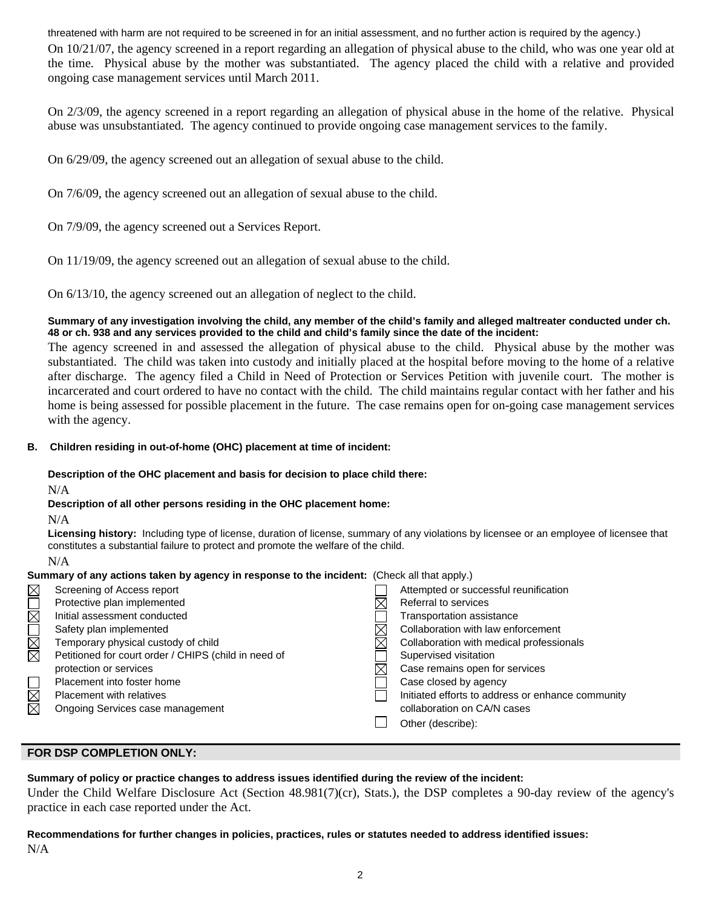threatened with harm are not required to be screened in for an initial assessment, and no further action is required by the agency.)

On 10/21/07, the agency screened in a report regarding an allegation of physical abuse to the child, who was one year old at the time. Physical abuse by the mother was substantiated. The agency placed the child with a relative and provided ongoing case management services until March 2011.

On 2/3/09, the agency screened in a report regarding an allegation of physical abuse in the home of the relative. Physical abuse was unsubstantiated. The agency continued to provide ongoing case management services to the family.

On 6/29/09, the agency screened out an allegation of sexual abuse to the child.

On 7/6/09, the agency screened out an allegation of sexual abuse to the child.

On 7/9/09, the agency screened out a Services Report.

On 11/19/09, the agency screened out an allegation of sexual abuse to the child.

On 6/13/10, the agency screened out an allegation of neglect to the child.

**Summary of any investigation involving the child, any member of the child's family and alleged maltreater conducted under ch. 48 or ch. 938 and any services provided to the child and child's family since the date of the incident:**

The agency screened in and assessed the allegation of physical abuse to the child. Physical abuse by the mother was substantiated. The child was taken into custody and initially placed at the hospital before moving to the home of a relative after discharge. The agency filed a Child in Need of Protection or Services Petition with juvenile court. The mother is incarcerated and court ordered to have no contact with the child. The child maintains regular contact with her father and his home is being assessed for possible placement in the future. The case remains open for on-going case management services with the agency.

**B. Children residing in out-of-home (OHC) placement at time of incident:**

**Description of the OHC placement and basis for decision to place child there:**

N/A

**Description of all other persons residing in the OHC placement home:**

N/A

**Licensing history:** Including type of license, duration of license, summary of any violations by licensee or an employee of licensee that constitutes a substantial failure to protect and promote the welfare of the child.

N/A

**Summary of any actions taken by agency in response to the incident:** (Check all that apply.)

- ☒ Screening of Access report
- ☐ Protective plan implemented
- ☒ Initial assessment conducted
- ☐ Safety plan implemented
- ☒ Temporary physical custody of child
- ☒ Petitioned for court order / CHIPS (child in need of protection or services
- ☐ Placement into foster home
- ☒ Placement with relatives
- ☒ Ongoing Services case management
- ☐ Attempted or successful reunification
- ☒ Referral to services
- ☐ Transportation assistance
- ☒ Collaboration with law enforcement
- ☒ Collaboration with medical professionals
- ☐ Supervised visitation
- ☒ Case remains open for services
- ☐ Case closed by agency
- ☐ Initiated efforts to address or enhance community collaboration on CA/N cases
- ☐ Other (describe):

## FOR DSP COMPLETION ONLY:

**Summary of policy or practice changes to address issues identified during the review of the incident:**

Under the Child Welfare Disclosure Act (Section 48.981(7)(cr), Stats.), the DSP completes a 90-day review of the agency's practice in each case reported under the Act.

**Recommendations for further changes in policies, practices, rules or statutes needed to address identified issues:**

N/A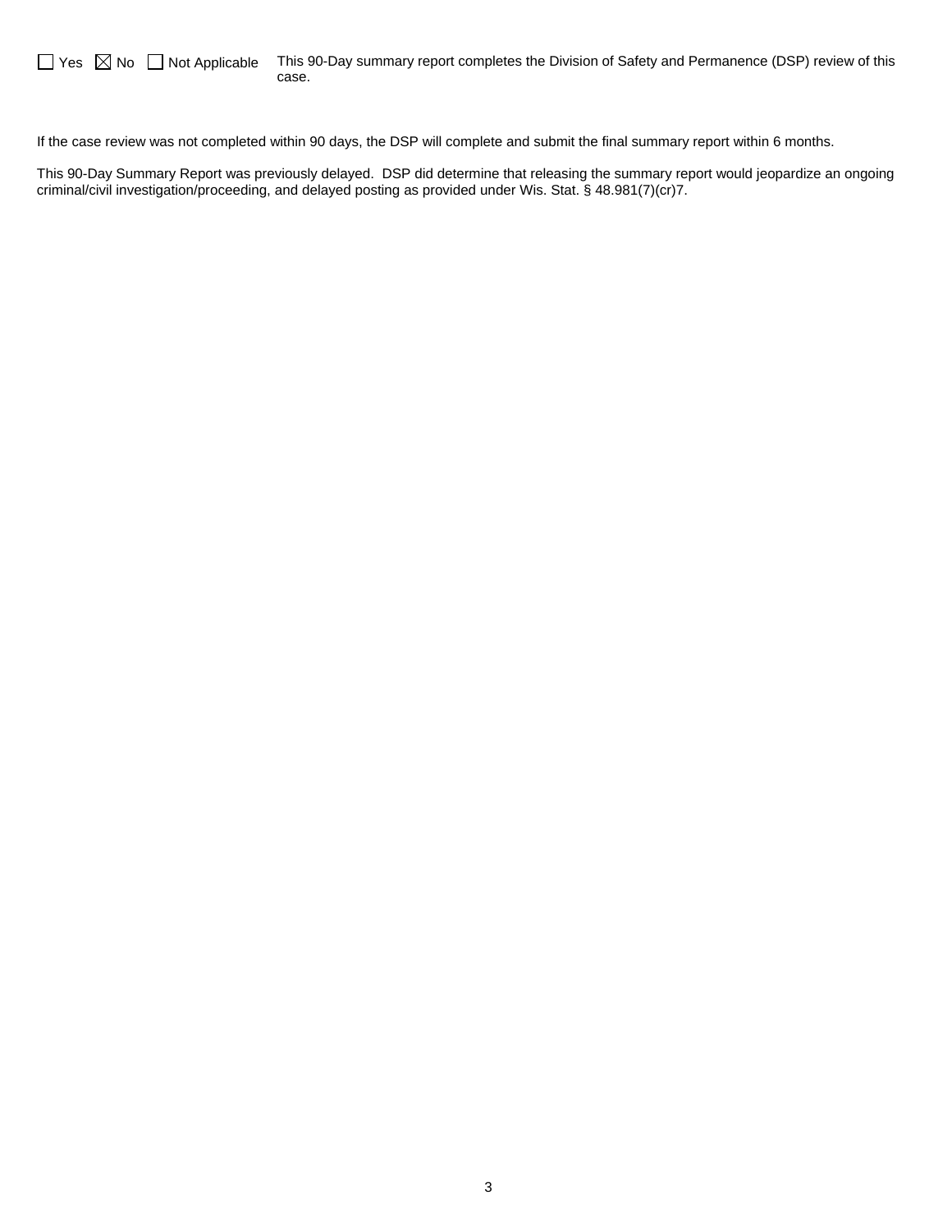☐ Yes ☒ No ☐ Not Applicable This 90-Day summary report completes the Division of Safety and Permanence (DSP) review of this case.

If the case review was not completed within 90 days, the DSP will complete and submit the final summary report within 6 months.

This 90-Day Summary Report was previously delayed. DSP did determine that releasing the summary report would jeopardize an ongoing criminal/civil investigation/proceeding, and delayed posting as provided under Wis. Stat. § 48.981(7)(cr)7.